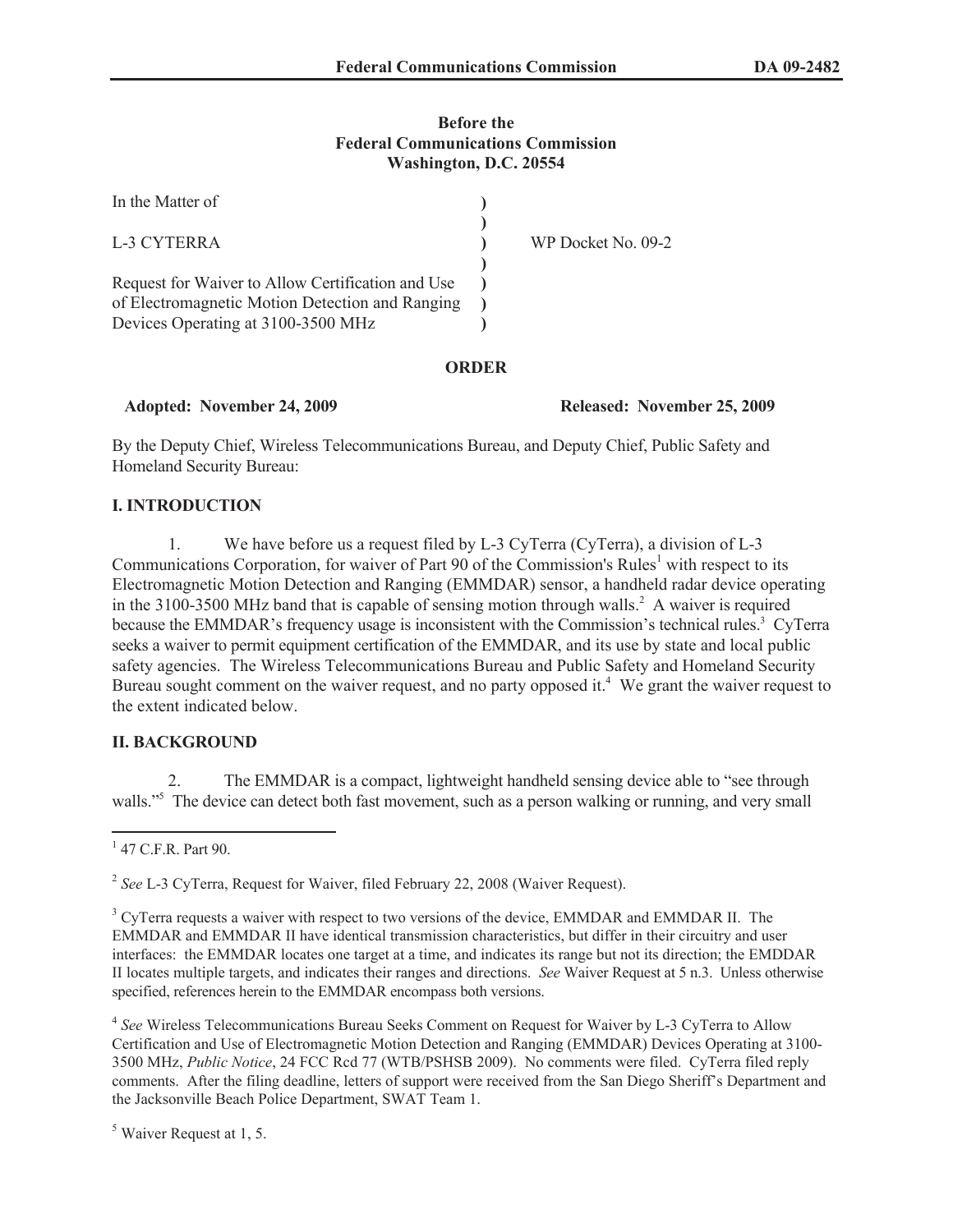**Before the**
**Federal Communications Commission**
**Washington, D.C. 20554**

| | | |
|---|---|---|
| In the Matter of | ) | |
| | ) | |
| L-3 CYTERRA | ) | WP Docket No. 09-2 |
| | ) | |
| Request for Waiver to Allow Certification and Use of Electromagnetic Motion Detection and Ranging Devices Operating at 3100-3500 MHz | ) | |

**ORDER**

**Adopted: November 24, 2009** **Released: November 25, 2009**

By the Deputy Chief, Wireless Telecommunications Bureau, and Deputy Chief, Public Safety and Homeland Security Bureau:

## I. INTRODUCTION

1. We have before us a request filed by L-3 CyTerra (CyTerra), a division of L-3 Communications Corporation, for waiver of Part 90 of the Commission's Rules[1] with respect to its Electromagnetic Motion Detection and Ranging (EMMDAR) sensor, a handheld radar device operating in the 3100-3500 MHz band that is capable of sensing motion through walls.[2] A waiver is required because the EMMDAR's frequency usage is inconsistent with the Commission's technical rules.[3] CyTerra seeks a waiver to permit equipment certification of the EMMDAR, and its use by state and local public safety agencies. The Wireless Telecommunications Bureau and Public Safety and Homeland Security Bureau sought comment on the waiver request, and no party opposed it.[4] We grant the waiver request to the extent indicated below.

## II. BACKGROUND

2. The EMMDAR is a compact, lightweight handheld sensing device able to "see through walls."[5] The device can detect both fast movement, such as a person walking or running, and very small

---

[1] 47 C.F.R. Part 90.

[2] *See* L-3 CyTerra, Request for Waiver, filed February 22, 2008 (Waiver Request).

[3] CyTerra requests a waiver with respect to two versions of the device, EMMDAR and EMMDAR II. The EMMDAR and EMMDAR II have identical transmission characteristics, but differ in their circuitry and user interfaces: the EMMDAR locates one target at a time, and indicates its range but not its direction; the EMDDAR II locates multiple targets, and indicates their ranges and directions. *See* Waiver Request at 5 n.3. Unless otherwise specified, references herein to the EMMDAR encompass both versions.

[4] *See* Wireless Telecommunications Bureau Seeks Comment on Request for Waiver by L-3 CyTerra to Allow Certification and Use of Electromagnetic Motion Detection and Ranging (EMMDAR) Devices Operating at 3100-3500 MHz, *Public Notice*, 24 FCC Rcd 77 (WTB/PSHSB 2009). No comments were filed. CyTerra filed reply comments. After the filing deadline, letters of support were received from the San Diego Sheriff's Department and the Jacksonville Beach Police Department, SWAT Team 1.

[5] Waiver Request at 1, 5.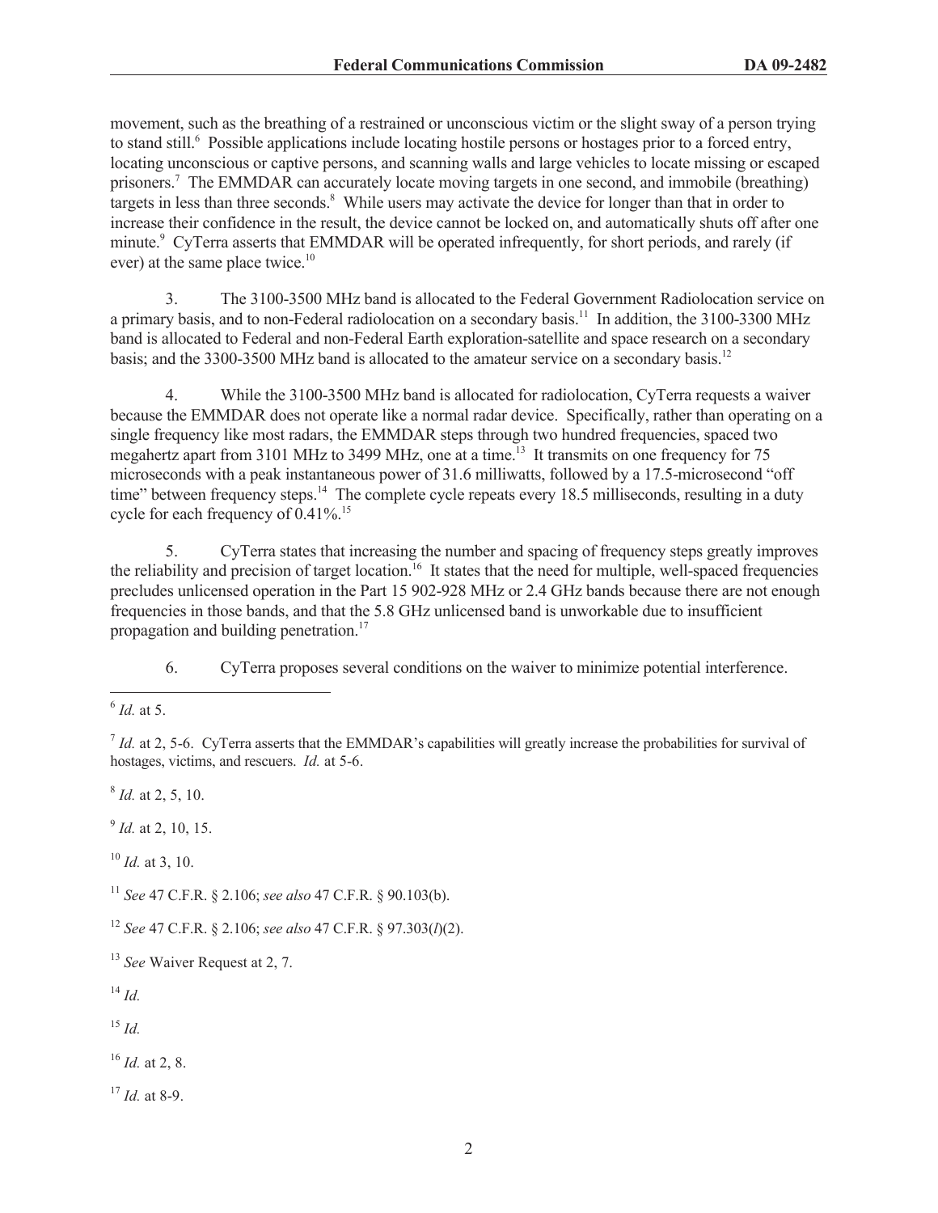movement, such as the breathing of a restrained or unconscious victim or the slight sway of a person trying to stand still.[6] Possible applications include locating hostile persons or hostages prior to a forced entry, locating unconscious or captive persons, and scanning walls and large vehicles to locate missing or escaped prisoners.[7] The EMMDAR can accurately locate moving targets in one second, and immobile (breathing) targets in less than three seconds.[8] While users may activate the device for longer than that in order to increase their confidence in the result, the device cannot be locked on, and automatically shuts off after one minute.[9] CyTerra asserts that EMMDAR will be operated infrequently, for short periods, and rarely (if ever) at the same place twice.[10]

3. The 3100-3500 MHz band is allocated to the Federal Government Radiolocation service on a primary basis, and to non-Federal radiolocation on a secondary basis.[11] In addition, the 3100-3300 MHz band is allocated to Federal and non-Federal Earth exploration-satellite and space research on a secondary basis; and the 3300-3500 MHz band is allocated to the amateur service on a secondary basis.[12]

4. While the 3100-3500 MHz band is allocated for radiolocation, CyTerra requests a waiver because the EMMDAR does not operate like a normal radar device. Specifically, rather than operating on a single frequency like most radars, the EMMDAR steps through two hundred frequencies, spaced two megahertz apart from 3101 MHz to 3499 MHz, one at a time.[13] It transmits on one frequency for 75 microseconds with a peak instantaneous power of 31.6 milliwatts, followed by a 17.5-microsecond "off time" between frequency steps.[14] The complete cycle repeats every 18.5 milliseconds, resulting in a duty cycle for each frequency of 0.41%.[15]

5. CyTerra states that increasing the number and spacing of frequency steps greatly improves the reliability and precision of target location.[16] It states that the need for multiple, well-spaced frequencies precludes unlicensed operation in the Part 15 902-928 MHz or 2.4 GHz bands because there are not enough frequencies in those bands, and that the 5.8 GHz unlicensed band is unworkable due to insufficient propagation and building penetration.[17]

6. CyTerra proposes several conditions on the waiver to minimize potential interference.

---

[6] *Id.* at 5.

[7] *Id.* at 2, 5-6. CyTerra asserts that the EMMDAR's capabilities will greatly increase the probabilities for survival of hostages, victims, and rescuers. *Id.* at 5-6.

[8] *Id.* at 2, 5, 10.

[9] *Id.* at 2, 10, 15.

[10] *Id.* at 3, 10.

[11] *See* 47 C.F.R. § 2.106; *see also* 47 C.F.R. § 90.103(b).

[12] *See* 47 C.F.R. § 2.106; *see also* 47 C.F.R. § 97.303(*l*)(2).

[13] *See* Waiver Request at 2, 7.

[14] *Id.*

[15] *Id.*

[16] *Id.* at 2, 8.

[17] *Id.* at 8-9.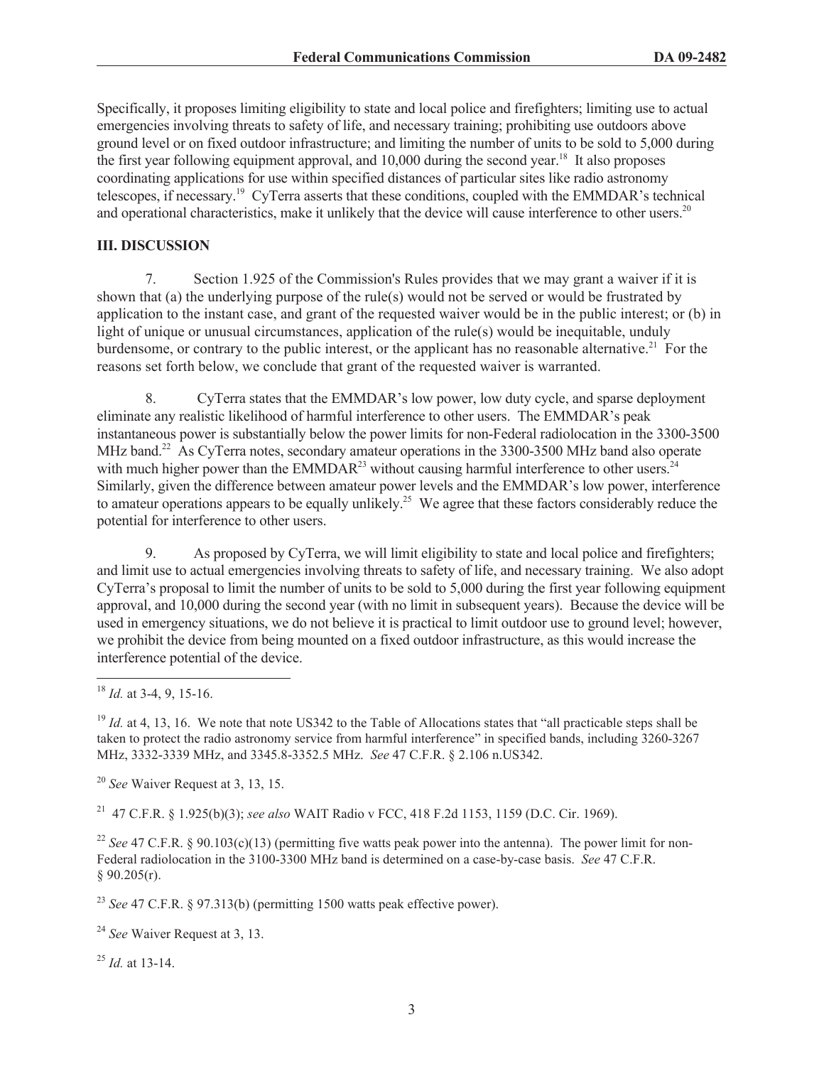Specifically, it proposes limiting eligibility to state and local police and firefighters; limiting use to actual emergencies involving threats to safety of life, and necessary training; prohibiting use outdoors above ground level or on fixed outdoor infrastructure; and limiting the number of units to be sold to 5,000 during the first year following equipment approval, and 10,000 during the second year.[18] It also proposes coordinating applications for use within specified distances of particular sites like radio astronomy telescopes, if necessary.[19] CyTerra asserts that these conditions, coupled with the EMMDAR's technical and operational characteristics, make it unlikely that the device will cause interference to other users.[20]

### III. DISCUSSION

7. Section 1.925 of the Commission's Rules provides that we may grant a waiver if it is shown that (a) the underlying purpose of the rule(s) would not be served or would be frustrated by application to the instant case, and grant of the requested waiver would be in the public interest; or (b) in light of unique or unusual circumstances, application of the rule(s) would be inequitable, unduly burdensome, or contrary to the public interest, or the applicant has no reasonable alternative.[21] For the reasons set forth below, we conclude that grant of the requested waiver is warranted.

8. CyTerra states that the EMMDAR's low power, low duty cycle, and sparse deployment eliminate any realistic likelihood of harmful interference to other users. The EMMDAR's peak instantaneous power is substantially below the power limits for non-Federal radiolocation in the 3300-3500 MHz band.[22] As CyTerra notes, secondary amateur operations in the 3300-3500 MHz band also operate with much higher power than the EMMDAR[23] without causing harmful interference to other users.[24] Similarly, given the difference between amateur power levels and the EMMDAR's low power, interference to amateur operations appears to be equally unlikely.[25] We agree that these factors considerably reduce the potential for interference to other users.

9. As proposed by CyTerra, we will limit eligibility to state and local police and firefighters; and limit use to actual emergencies involving threats to safety of life, and necessary training. We also adopt CyTerra's proposal to limit the number of units to be sold to 5,000 during the first year following equipment approval, and 10,000 during the second year (with no limit in subsequent years). Because the device will be used in emergency situations, we do not believe it is practical to limit outdoor use to ground level; however, we prohibit the device from being mounted on a fixed outdoor infrastructure, as this would increase the interference potential of the device.

---

[18] *Id.* at 3-4, 9, 15-16.

[19] *Id.* at 4, 13, 16. We note that note US342 to the Table of Allocations states that "all practicable steps shall be taken to protect the radio astronomy service from harmful interference" in specified bands, including 3260-3267 MHz, 3332-3339 MHz, and 3345.8-3352.5 MHz. *See* 47 C.F.R. § 2.106 n.US342.

[20] *See* Waiver Request at 3, 13, 15.

[21] 47 C.F.R. § 1.925(b)(3); *see also* WAIT Radio v FCC, 418 F.2d 1153, 1159 (D.C. Cir. 1969).

[22] *See* 47 C.F.R. § 90.103(c)(13) (permitting five watts peak power into the antenna). The power limit for non-Federal radiolocation in the 3100-3300 MHz band is determined on a case-by-case basis. *See* 47 C.F.R. § 90.205(r).

[23] *See* 47 C.F.R. § 97.313(b) (permitting 1500 watts peak effective power).

[24] *See* Waiver Request at 3, 13.

[25] *Id.* at 13-14.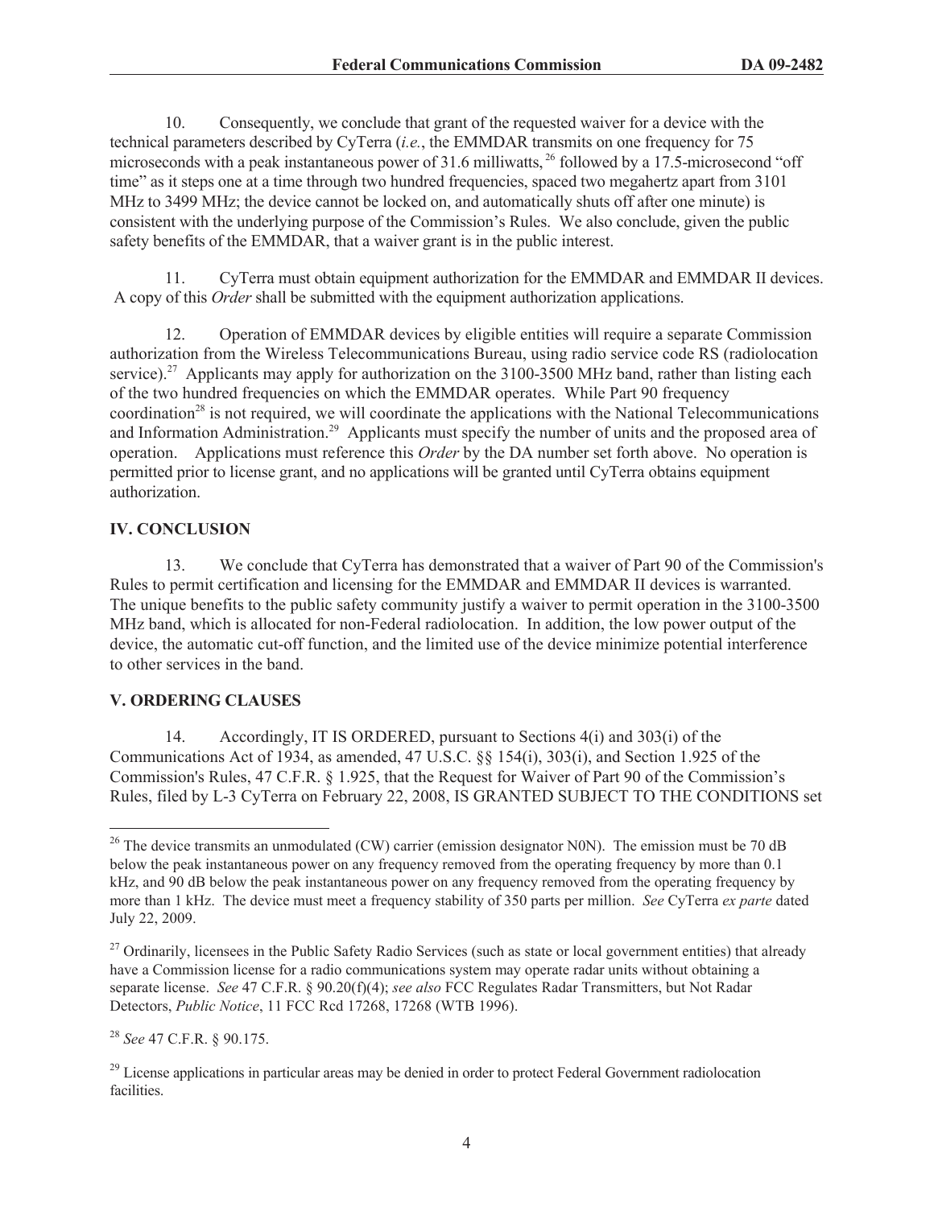10. Consequently, we conclude that grant of the requested waiver for a device with the technical parameters described by CyTerra (*i.e.*, the EMMDAR transmits on one frequency for 75 microseconds with a peak instantaneous power of 31.6 milliwatts,[26] followed by a 17.5-microsecond "off time" as it steps one at a time through two hundred frequencies, spaced two megahertz apart from 3101 MHz to 3499 MHz; the device cannot be locked on, and automatically shuts off after one minute) is consistent with the underlying purpose of the Commission's Rules. We also conclude, given the public safety benefits of the EMMDAR, that a waiver grant is in the public interest.

11. CyTerra must obtain equipment authorization for the EMMDAR and EMMDAR II devices. A copy of this *Order* shall be submitted with the equipment authorization applications.

12. Operation of EMMDAR devices by eligible entities will require a separate Commission authorization from the Wireless Telecommunications Bureau, using radio service code RS (radiolocation service).[27] Applicants may apply for authorization on the 3100-3500 MHz band, rather than listing each of the two hundred frequencies on which the EMMDAR operates. While Part 90 frequency coordination[28] is not required, we will coordinate the applications with the National Telecommunications and Information Administration.[29] Applicants must specify the number of units and the proposed area of operation. Applications must reference this *Order* by the DA number set forth above. No operation is permitted prior to license grant, and no applications will be granted until CyTerra obtains equipment authorization.

## IV. CONCLUSION

13. We conclude that CyTerra has demonstrated that a waiver of Part 90 of the Commission's Rules to permit certification and licensing for the EMMDAR and EMMDAR II devices is warranted. The unique benefits to the public safety community justify a waiver to permit operation in the 3100-3500 MHz band, which is allocated for non-Federal radiolocation. In addition, the low power output of the device, the automatic cut-off function, and the limited use of the device minimize potential interference to other services in the band.

## V. ORDERING CLAUSES

14. Accordingly, IT IS ORDERED, pursuant to Sections 4(i) and 303(i) of the Communications Act of 1934, as amended, 47 U.S.C. §§ 154(i), 303(i), and Section 1.925 of the Commission's Rules, 47 C.F.R. § 1.925, that the Request for Waiver of Part 90 of the Commission's Rules, filed by L-3 CyTerra on February 22, 2008, IS GRANTED SUBJECT TO THE CONDITIONS set

---

[26] The device transmits an unmodulated (CW) carrier (emission designator N0N). The emission must be 70 dB below the peak instantaneous power on any frequency removed from the operating frequency by more than 0.1 kHz, and 90 dB below the peak instantaneous power on any frequency removed from the operating frequency by more than 1 kHz. The device must meet a frequency stability of 350 parts per million. *See* CyTerra *ex parte* dated July 22, 2009.

[27] Ordinarily, licensees in the Public Safety Radio Services (such as state or local government entities) that already have a Commission license for a radio communications system may operate radar units without obtaining a separate license. *See* 47 C.F.R. § 90.20(f)(4); *see also* FCC Regulates Radar Transmitters, but Not Radar Detectors, *Public Notice*, 11 FCC Rcd 17268, 17268 (WTB 1996).

[28] *See* 47 C.F.R. § 90.175.

[29] License applications in particular areas may be denied in order to protect Federal Government radiolocation facilities.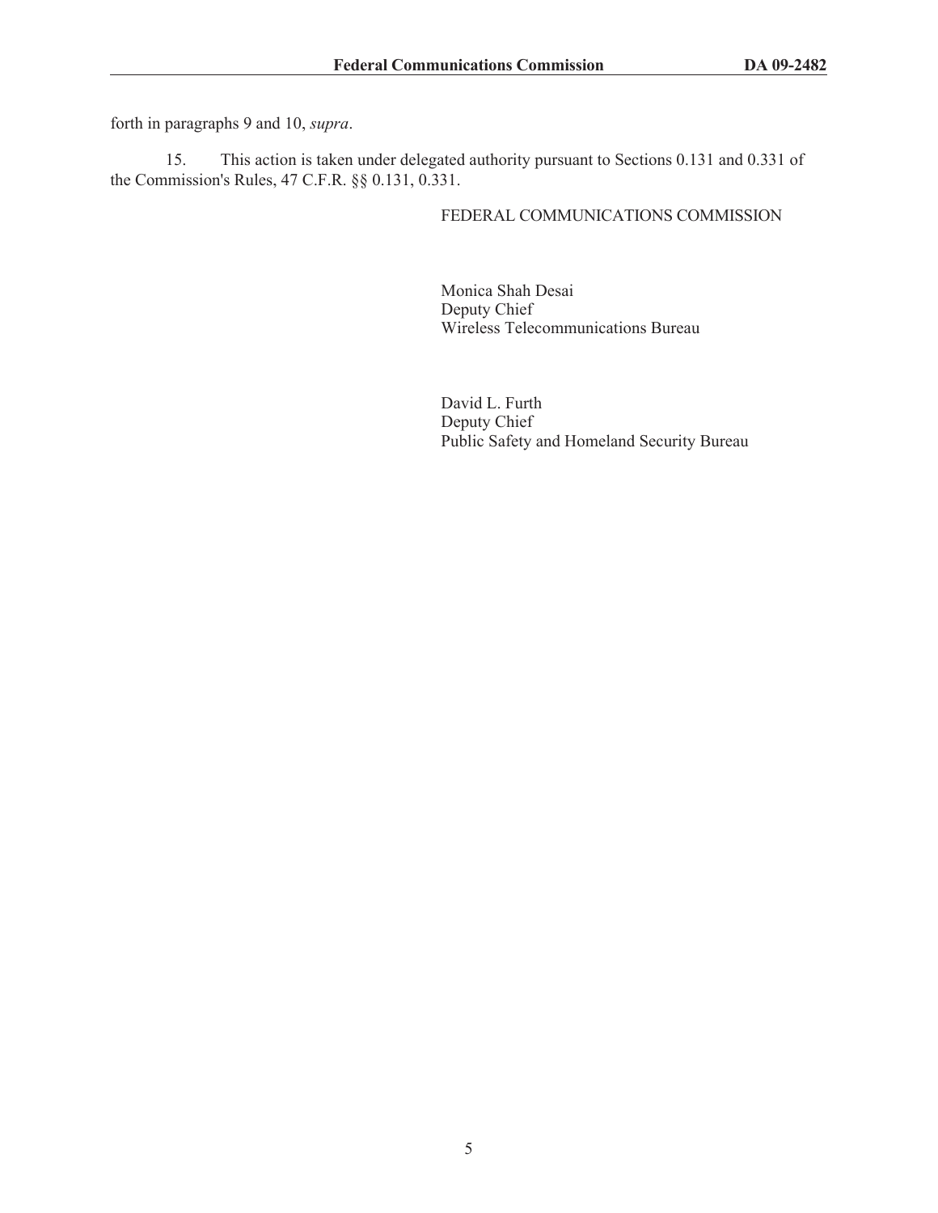forth in paragraphs 9 and 10, *supra*.

15. This action is taken under delegated authority pursuant to Sections 0.131 and 0.331 of the Commission's Rules, 47 C.F.R. §§ 0.131, 0.331.

FEDERAL COMMUNICATIONS COMMISSION

Monica Shah Desai
Deputy Chief
Wireless Telecommunications Bureau

David L. Furth
Deputy Chief
Public Safety and Homeland Security Bureau